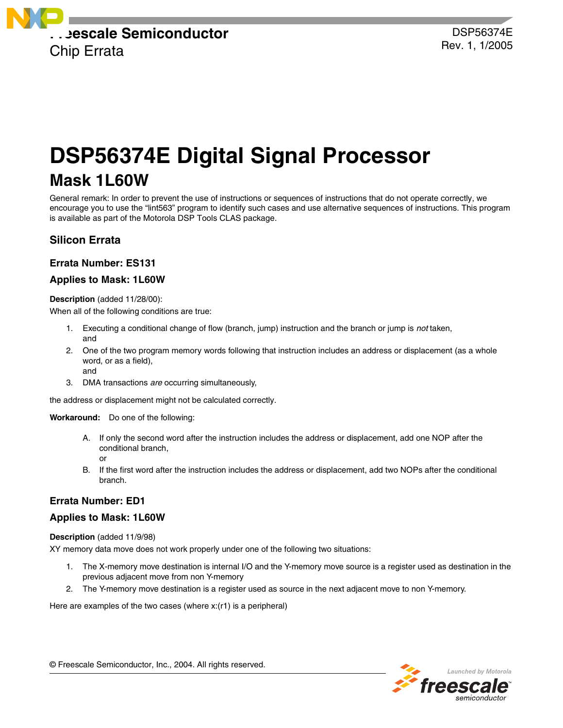Freescale Semiconductor
Chip Errata

DSP56374E
Rev. 1, 1/2005

# DSP56374E Digital Signal Processor

## Mask 1L60W

General remark: In order to prevent the use of instructions or sequences of instructions that do not operate correctly, we encourage you to use the "lint563" program to identify such cases and use alternative sequences of instructions. This program is available as part of the Motorola DSP Tools CLAS package.

### Silicon Errata

#### Errata Number: ES131

#### Applies to Mask: 1L60W

**Description** (added 11/28/00):
When all of the following conditions are true:

1. Executing a conditional change of flow (branch, jump) instruction and the branch or jump is *not* taken,
   and
2. One of the two program memory words following that instruction includes an address or displacement (as a whole word, or as a field),
   and
3. DMA transactions *are* occurring simultaneously,

the address or displacement might not be calculated correctly.

**Workaround:** Do one of the following:

A. If only the second word after the instruction includes the address or displacement, add one NOP after the conditional branch,
   or
B. If the first word after the instruction includes the address or displacement, add two NOPs after the conditional branch.

#### Errata Number: ED1

#### Applies to Mask: 1L60W

**Description** (added 11/9/98)
XY memory data move does not work properly under one of the following two situations:

1. The X-memory move destination is internal I/O and the Y-memory move source is a register used as destination in the previous adjacent move from non Y-memory
2. The Y-memory move destination is a register used as source in the next adjacent move to non Y-memory.

Here are examples of the two cases (where x:(r1) is a peripheral)

© Freescale Semiconductor, Inc., 2004. All rights reserved.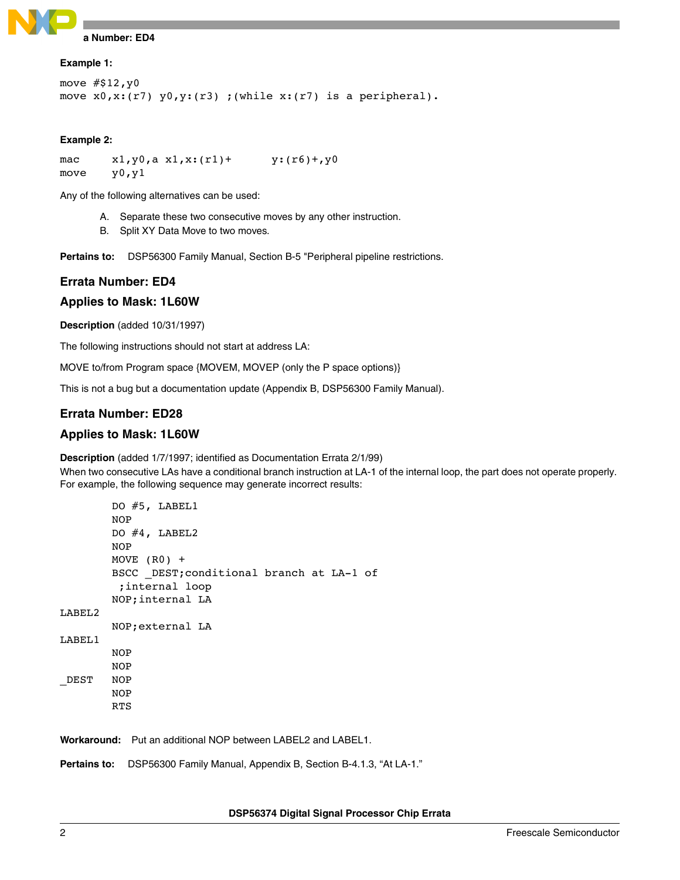**Example 1:**

```
move #$12,y0
move x0,x:(r7) y0,y:(r3) ;(while x:(r7) is a peripheral).
```

**Example 2:**

```
mac     x1,y0,a x1,x:(r1)+      y:(r6)+,y0
move    y0,y1
```

Any of the following alternatives can be used:

A. Separate these two consecutive moves by any other instruction.
B. Split XY Data Move to two moves.

**Pertains to:** DSP56300 Family Manual, Section B-5 "Peripheral pipeline restrictions.

## Errata Number: ED4

## Applies to Mask: 1L60W

**Description** (added 10/31/1997)

The following instructions should not start at address LA:

MOVE to/from Program space {MOVEM, MOVEP (only the P space options)}

This is not a bug but a documentation update (Appendix B, DSP56300 Family Manual).

## Errata Number: ED28

## Applies to Mask: 1L60W

**Description** (added 1/7/1997; identified as Documentation Errata 2/1/99)

When two consecutive LAs have a conditional branch instruction at LA-1 of the internal loop, the part does not operate properly. For example, the following sequence may generate incorrect results:

```
        DO #5, LABEL1
        NOP
        DO #4, LABEL2
        NOP
        MOVE (R0) +
        BSCC _DEST;conditional branch at LA-1 of
         ;internal loop
        NOP;internal LA
LABEL2
        NOP;external LA
LABEL1
        NOP
        NOP
_DEST   NOP
        NOP
        RTS
```

**Workaround:** Put an additional NOP between LABEL2 and LABEL1.

**Pertains to:** DSP56300 Family Manual, Appendix B, Section B-4.1.3, "At LA-1."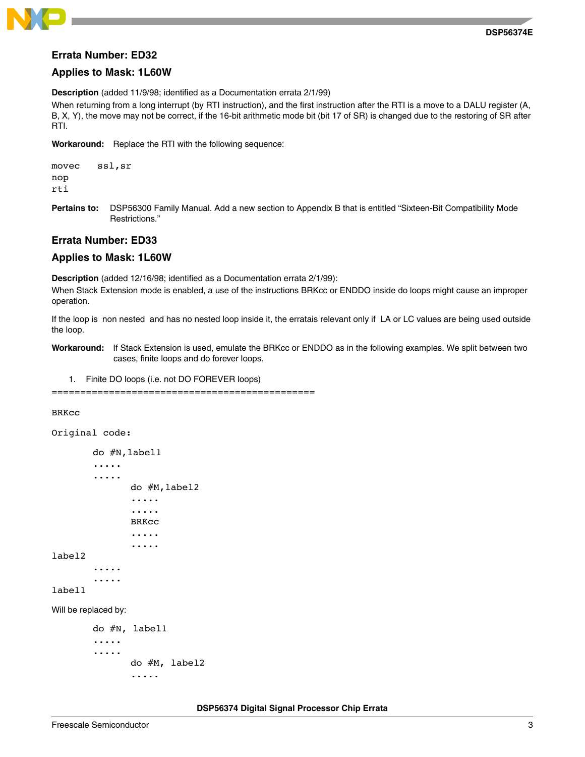## Errata Number: ED32

## Applies to Mask: 1L60W

**Description** (added 11/9/98; identified as a Documentation errata 2/1/99)

When returning from a long interrupt (by RTI instruction), and the first instruction after the RTI is a move to a DALU register (A, B, X, Y), the move may not be correct, if the 16-bit arithmetic mode bit (bit 17 of SR) is changed due to the restoring of SR after RTI.

**Workaround:** Replace the RTI with the following sequence:

```
movec   ssl,sr
nop
rti
```

**Pertains to:** DSP56300 Family Manual. Add a new section to Appendix B that is entitled “Sixteen-Bit Compatibility Mode Restrictions.”

## Errata Number: ED33

## Applies to Mask: 1L60W

**Description** (added 12/16/98; identified as a Documentation errata 2/1/99):

When Stack Extension mode is enabled, a use of the instructions BRKcc or ENDDO inside do loops might cause an improper operation.

If the loop is non nested and has no nested loop inside it, the erratais relevant only if LA or LC values are being used outside the loop.

**Workaround:** If Stack Extension is used, emulate the BRKcc or ENDDO as in the following examples. We split between two cases, finite loops and do forever loops.

1. Finite DO loops (i.e. not DO FOREVER loops)

```
===============================================

BRKcc

Original code:

        do #N,label1
        .....
        .....
               do #M,label2
               .....
               .....
               BRKcc
               .....
               .....
label2
        .....
        .....
label1
```

Will be replaced by:

```
        do #N, label1
        .....
        .....
               do #M, label2
               .....
```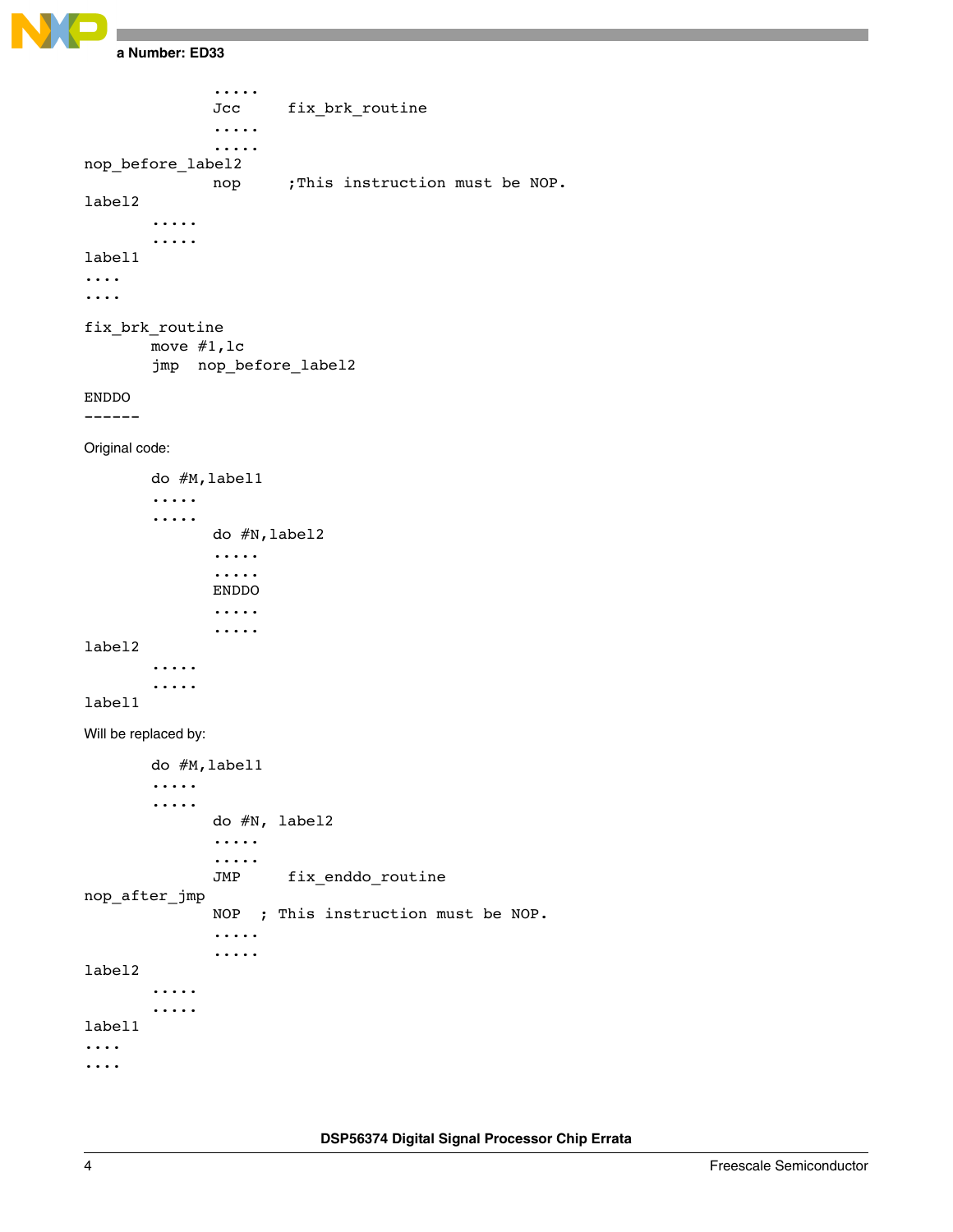```
              .....
              Jcc     fix_brk_routine
              .....
              .....
nop_before_label2
              nop     ;This instruction must be NOP.
label2
       .....
       .....
label1
....
....

fix_brk_routine
       move #1,lc
       jmp  nop_before_label2
```

```
ENDDO
------
```

Original code:

```
       do #M,label1
       .....
       .....
              do #N,label2
              .....
              .....
              ENDDO
              .....
              .....
label2
       .....
       .....
label1
```

Will be replaced by:

```
       do #M,label1
       .....
       .....
              do #N, label2
              .....
              .....
              JMP     fix_enddo_routine
nop_after_jmp
              NOP  ; This instruction must be NOP.
              .....
              .....
label2
       .....
       .....
label1
....
....
```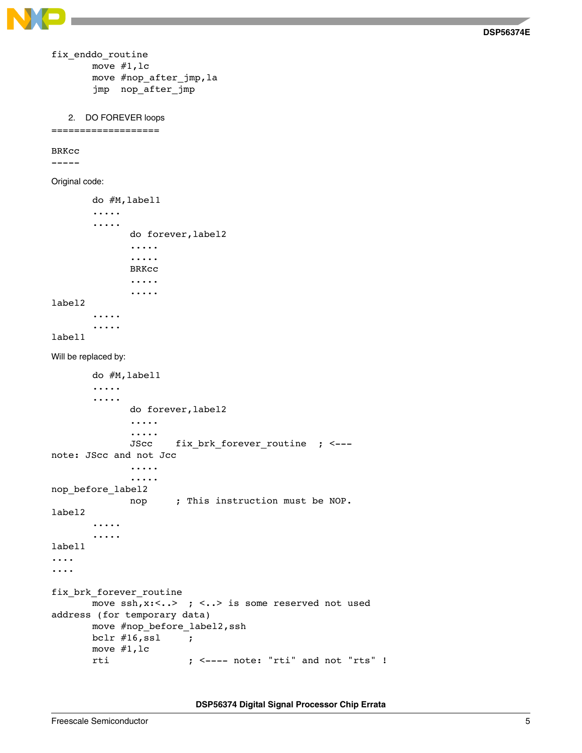```
fix_enddo_routine
        move #1,lc
        move #nop_after_jmp,la
        jmp  nop_after_jmp
```

2. DO FOREVER loops

```
===================

BRKcc
-----
```

Original code:

```
        do #M,label1
        .....
        .....
               do forever,label2
               .....
               .....
               BRKcc
               .....
               .....
label2
        .....
        .....
label1
```

Will be replaced by:

```
        do #M,label1
        .....
        .....
               do forever,label2
               .....
               .....
               JScc    fix_brk_forever_routine  ; <---
note: JScc and not Jcc
               .....
               .....
nop_before_label2
               nop     ; This instruction must be NOP.
label2
        .....
        .....
label1
....
....

fix_brk_forever_routine
        move ssh,x:<..>  ; <..> is some reserved not used
address (for temporary data)
        move #nop_before_label2,ssh
        bclr #16,ssl     ;
        move #1,lc
        rti              ; <---- note: "rti" and not "rts" !
```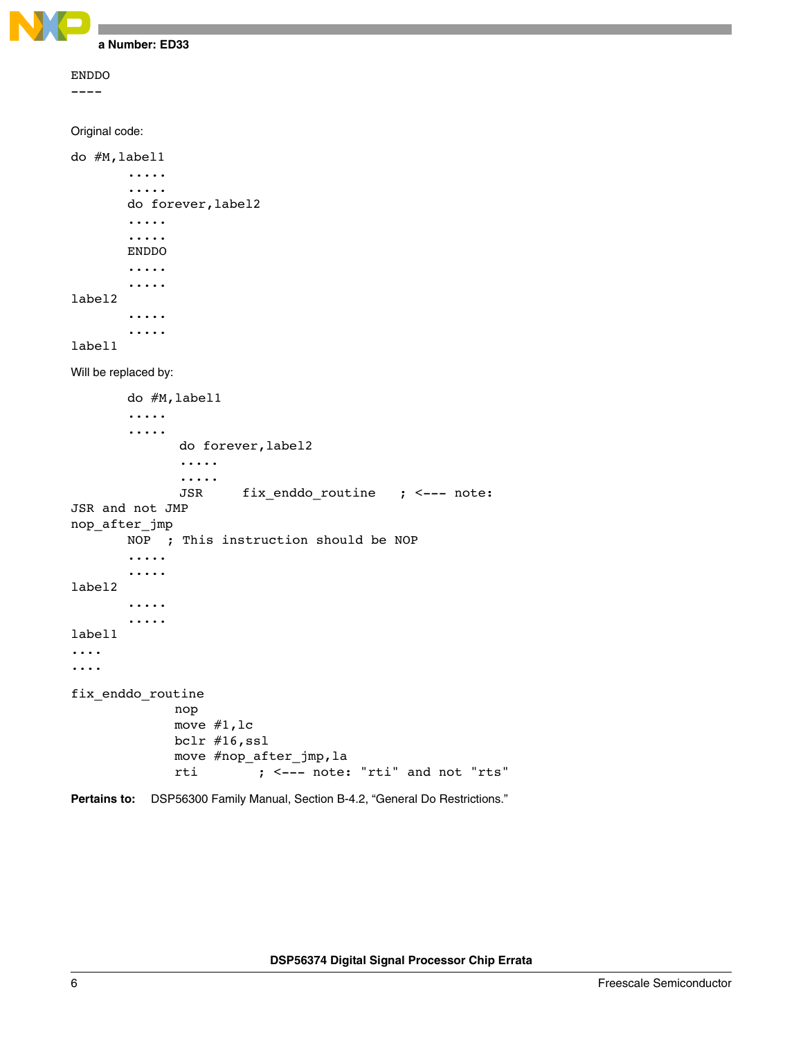```
ENDDO
----
```

Original code:

```
do #M,label1
        .....
        .....
        do forever,label2
        .....
        .....
        ENDDO
        .....
        .....
label2
        .....
        .....
label1
```

Will be replaced by:

```
        do #M,label1
        .....
        .....
               do forever,label2
               .....
               .....
               JSR     fix_enddo_routine   ; <--- note:
JSR and not JMP
nop_after_jmp
        NOP  ; This instruction should be NOP
        .....
        .....
label2
        .....
        .....
label1
....
....

fix_enddo_routine
              nop
              move #1,lc
              bclr #16,ssl
              move #nop_after_jmp,la
              rti       ; <--- note: "rti" and not "rts"
```

**Pertains to:** DSP56300 Family Manual, Section B-4.2, "General Do Restrictions."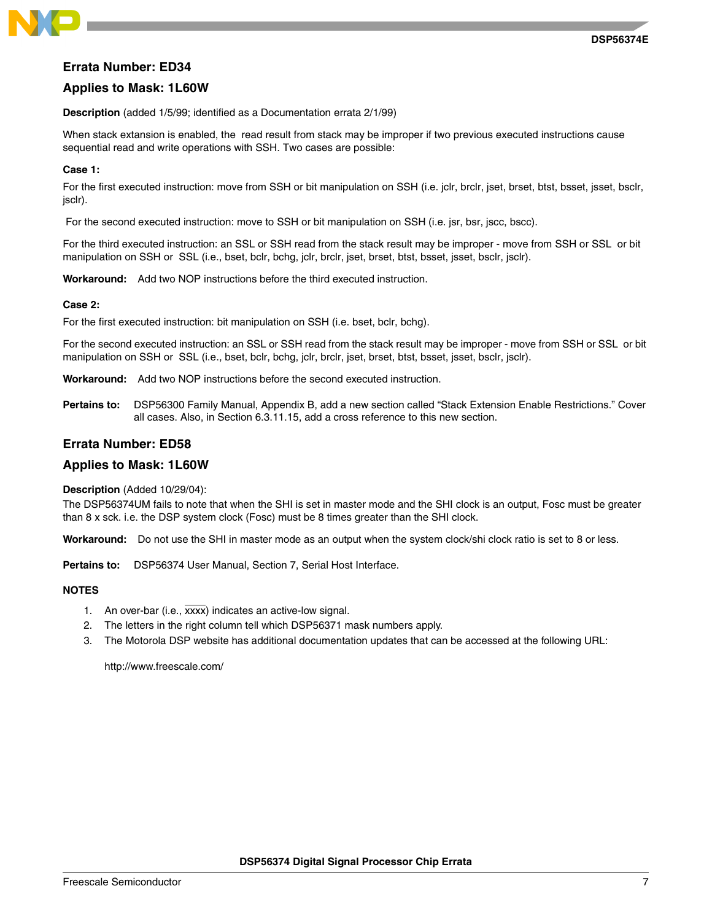## Errata Number: ED34

## Applies to Mask: 1L60W

**Description** (added 1/5/99; identified as a Documentation errata 2/1/99)

When stack extansion is enabled, the read result from stack may be improper if two previous executed instructions cause sequential read and write operations with SSH. Two cases are possible:

**Case 1:**

For the first executed instruction: move from SSH or bit manipulation on SSH (i.e. jclr, brclr, jset, brset, btst, bsset, jsset, bsclr, jsclr).

For the second executed instruction: move to SSH or bit manipulation on SSH (i.e. jsr, bsr, jscc, bscc).

For the third executed instruction: an SSL or SSH read from the stack result may be improper - move from SSH or SSL or bit manipulation on SSH or SSL (i.e., bset, bclr, bchg, jclr, brclr, jset, brset, btst, bsset, jsset, bsclr, jsclr).

**Workaround:** Add two NOP instructions before the third executed instruction.

**Case 2:**

For the first executed instruction: bit manipulation on SSH (i.e. bset, bclr, bchg).

For the second executed instruction: an SSL or SSH read from the stack result may be improper - move from SSH or SSL or bit manipulation on SSH or SSL (i.e., bset, bclr, bchg, jclr, brclr, jset, brset, btst, bsset, jsset, bsclr, jsclr).

**Workaround:** Add two NOP instructions before the second executed instruction.

**Pertains to:** DSP56300 Family Manual, Appendix B, add a new section called "Stack Extension Enable Restrictions." Cover all cases. Also, in Section 6.3.11.15, add a cross reference to this new section.

## Errata Number: ED58

## Applies to Mask: 1L60W

**Description** (Added 10/29/04):
The DSP56374UM fails to note that when the SHI is set in master mode and the SHI clock is an output, Fosc must be greater than 8 x sck. i.e. the DSP system clock (Fosc) must be 8 times greater than the SHI clock.

**Workaround:** Do not use the SHI in master mode as an output when the system clock/shi clock ratio is set to 8 or less.

**Pertains to:** DSP56374 User Manual, Section 7, Serial Host Interface.

**NOTES**

1. An over-bar (i.e., $\overline{\text{xxxx}}$) indicates an active-low signal.
2. The letters in the right column tell which DSP56371 mask numbers apply.
3. The Motorola DSP website has additional documentation updates that can be accessed at the following URL:

   http://www.freescale.com/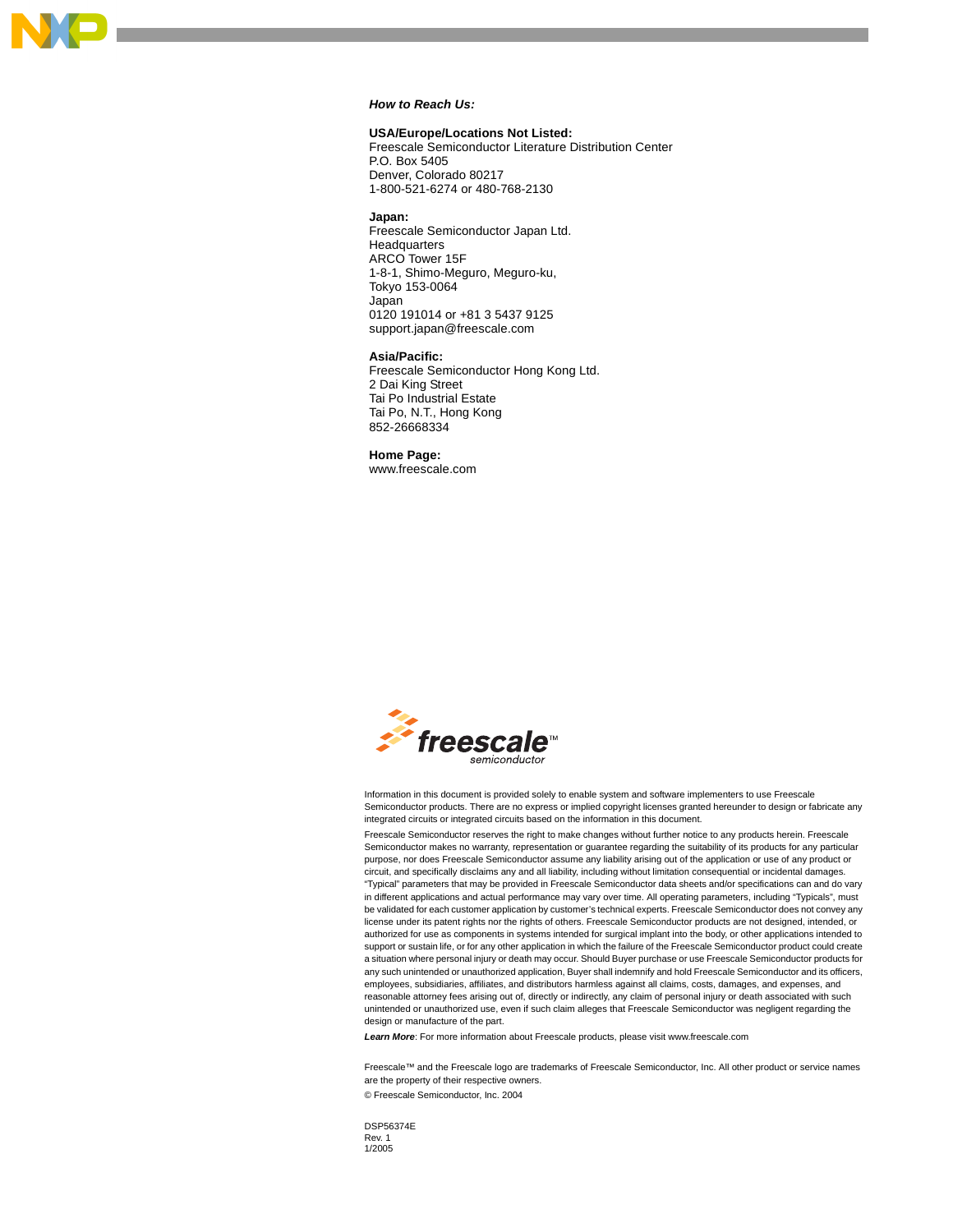***How to Reach Us:***

**USA/Europe/Locations Not Listed:**
Freescale Semiconductor Literature Distribution Center
P.O. Box 5405
Denver, Colorado 80217
1-800-521-6274 or 480-768-2130

**Japan:**
Freescale Semiconductor Japan Ltd.
Headquarters
ARCO Tower 15F
1-8-1, Shimo-Meguro, Meguro-ku,
Tokyo 153-0064
Japan
0120 191014 or +81 3 5437 9125
support.japan@freescale.com

**Asia/Pacific:**
Freescale Semiconductor Hong Kong Ltd.
2 Dai King Street
Tai Po Industrial Estate
Tai Po, N.T., Hong Kong
852-26668334

**Home Page:**
www.freescale.com

Information in this document is provided solely to enable system and software implementers to use Freescale Semiconductor products. There are no express or implied copyright licenses granted hereunder to design or fabricate any integrated circuits or integrated circuits based on the information in this document.

Freescale Semiconductor reserves the right to make changes without further notice to any products herein. Freescale Semiconductor makes no warranty, representation or guarantee regarding the suitability of its products for any particular purpose, nor does Freescale Semiconductor assume any liability arising out of the application or use of any product or circuit, and specifically disclaims any and all liability, including without limitation consequential or incidental damages. "Typical" parameters that may be provided in Freescale Semiconductor data sheets and/or specifications can and do vary in different applications and actual performance may vary over time. All operating parameters, including "Typicals", must be validated for each customer application by customer's technical experts. Freescale Semiconductor does not convey any license under its patent rights nor the rights of others. Freescale Semiconductor products are not designed, intended, or authorized for use as components in systems intended for surgical implant into the body, or other applications intended to support or sustain life, or for any other application in which the failure of the Freescale Semiconductor product could create a situation where personal injury or death may occur. Should Buyer purchase or use Freescale Semiconductor products for any such unintended or unauthorized application, Buyer shall indemnify and hold Freescale Semiconductor and its officers, employees, subsidiaries, affiliates, and distributors harmless against all claims, costs, damages, and expenses, and reasonable attorney fees arising out of, directly or indirectly, any claim of personal injury or death associated with such unintended or unauthorized use, even if such claim alleges that Freescale Semiconductor was negligent regarding the design or manufacture of the part.

***Learn More***: For more information about Freescale products, please visit www.freescale.com

Freescale™ and the Freescale logo are trademarks of Freescale Semiconductor, Inc. All other product or service names are the property of their respective owners.

© Freescale Semiconductor, Inc. 2004

DSP56374E
Rev. 1
1/2005